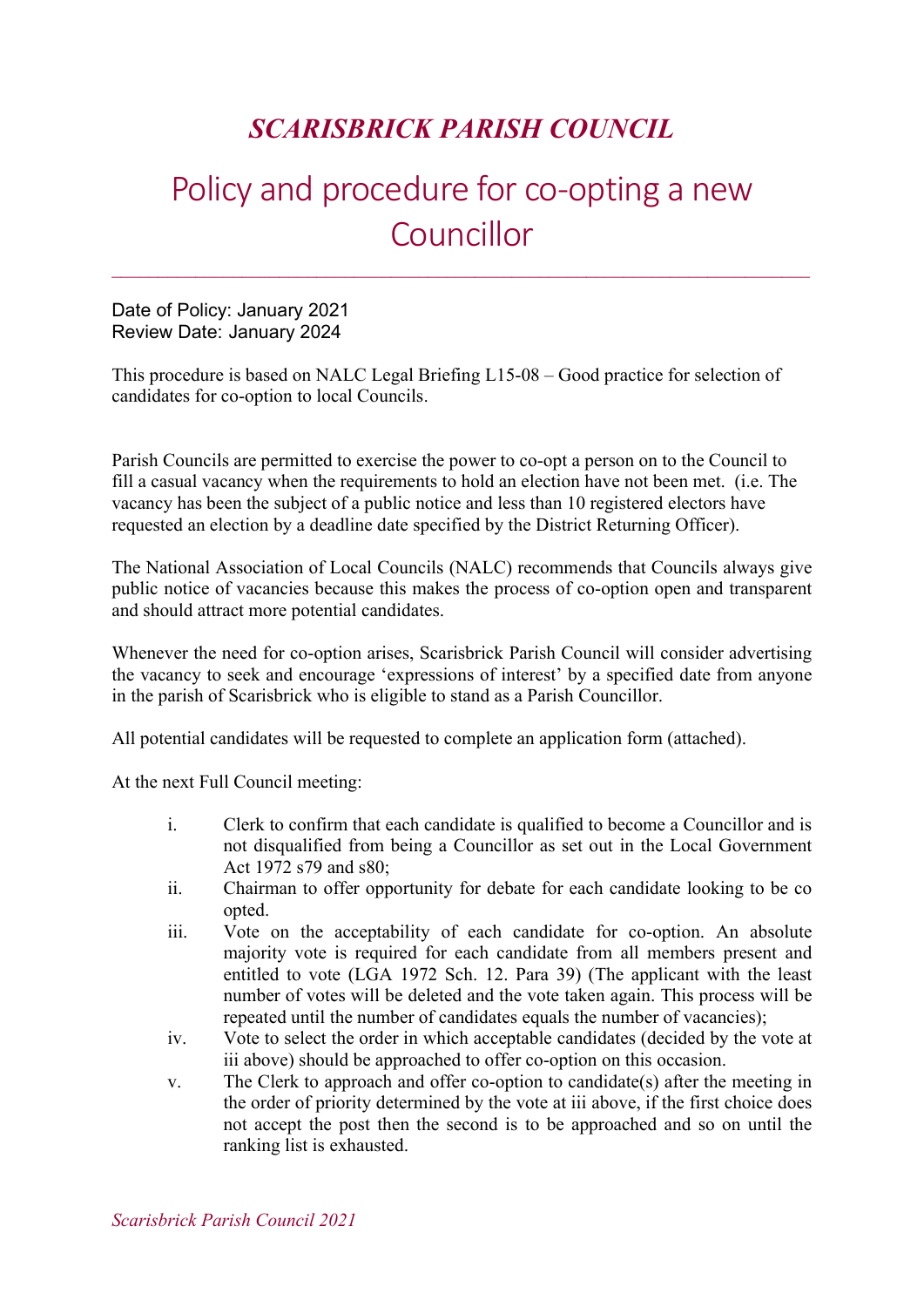# *SCARISBRICK PARISH COUNCIL*

## Policy and procedure for co-opting a new Councillor

Date of Policy: January 2021
Review Date: January 2024

This procedure is based on NALC Legal Briefing L15-08 – Good practice for selection of candidates for co-option to local Councils.

Parish Councils are permitted to exercise the power to co-opt a person on to the Council to fill a casual vacancy when the requirements to hold an election have not been met. (i.e. The vacancy has been the subject of a public notice and less than 10 registered electors have requested an election by a deadline date specified by the District Returning Officer).

The National Association of Local Councils (NALC) recommends that Councils always give public notice of vacancies because this makes the process of co-option open and transparent and should attract more potential candidates.

Whenever the need for co-option arises, Scarisbrick Parish Council will consider advertising the vacancy to seek and encourage 'expressions of interest' by a specified date from anyone in the parish of Scarisbrick who is eligible to stand as a Parish Councillor.

All potential candidates will be requested to complete an application form (attached).

At the next Full Council meeting:

i. Clerk to confirm that each candidate is qualified to become a Councillor and is not disqualified from being a Councillor as set out in the Local Government Act 1972 s79 and s80;
ii. Chairman to offer opportunity for debate for each candidate looking to be co opted.
iii. Vote on the acceptability of each candidate for co-option. An absolute majority vote is required for each candidate from all members present and entitled to vote (LGA 1972 Sch. 12. Para 39) (The applicant with the least number of votes will be deleted and the vote taken again. This process will be repeated until the number of candidates equals the number of vacancies);
iv. Vote to select the order in which acceptable candidates (decided by the vote at iii above) should be approached to offer co-option on this occasion.
v. The Clerk to approach and offer co-option to candidate(s) after the meeting in the order of priority determined by the vote at iii above, if the first choice does not accept the post then the second is to be approached and so on until the ranking list is exhausted.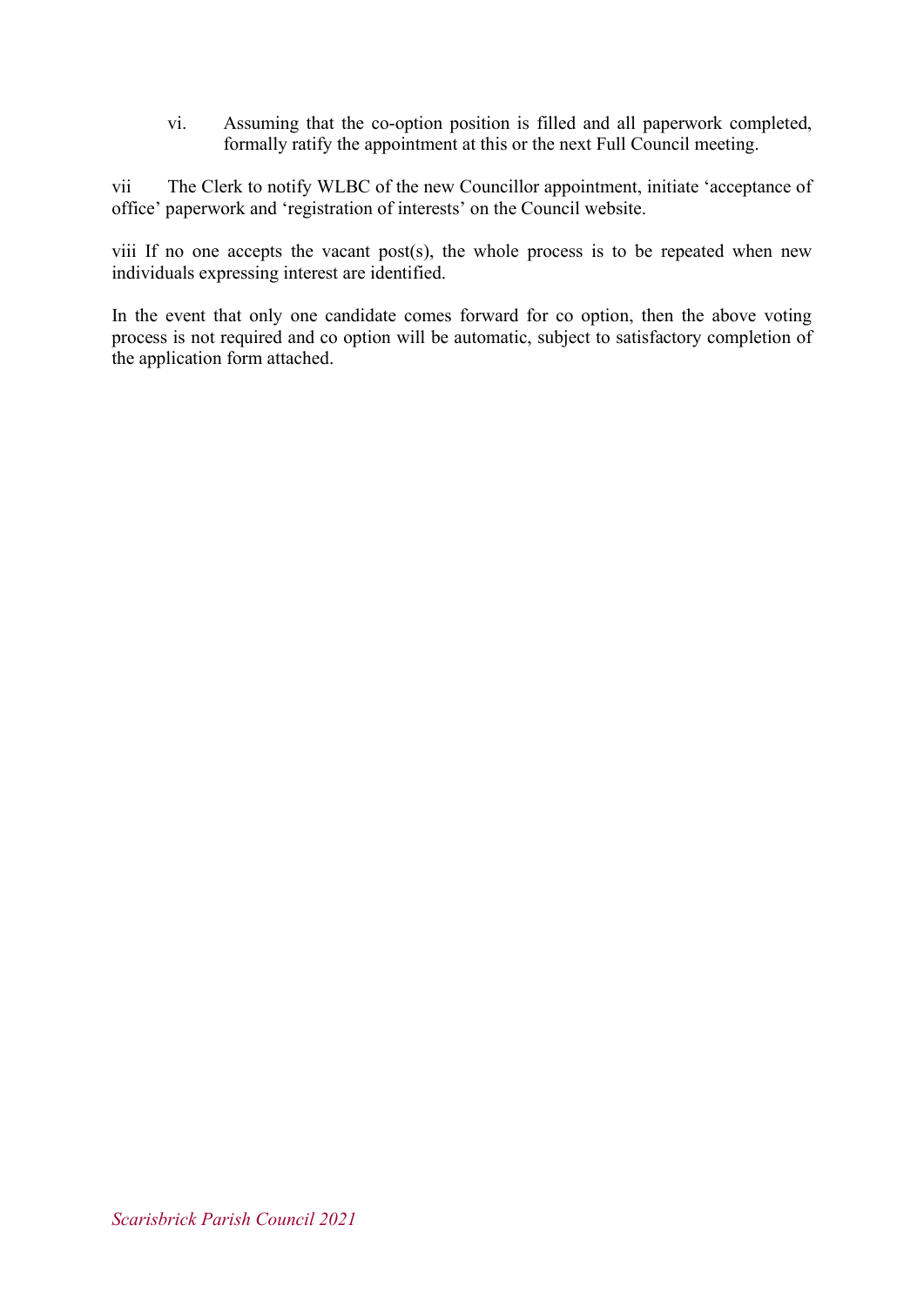vi. Assuming that the co-option position is filled and all paperwork completed, formally ratify the appointment at this or the next Full Council meeting.

vii The Clerk to notify WLBC of the new Councillor appointment, initiate 'acceptance of office' paperwork and 'registration of interests' on the Council website.

viii If no one accepts the vacant post(s), the whole process is to be repeated when new individuals expressing interest are identified.

In the event that only one candidate comes forward for co option, then the above voting process is not required and co option will be automatic, subject to satisfactory completion of the application form attached.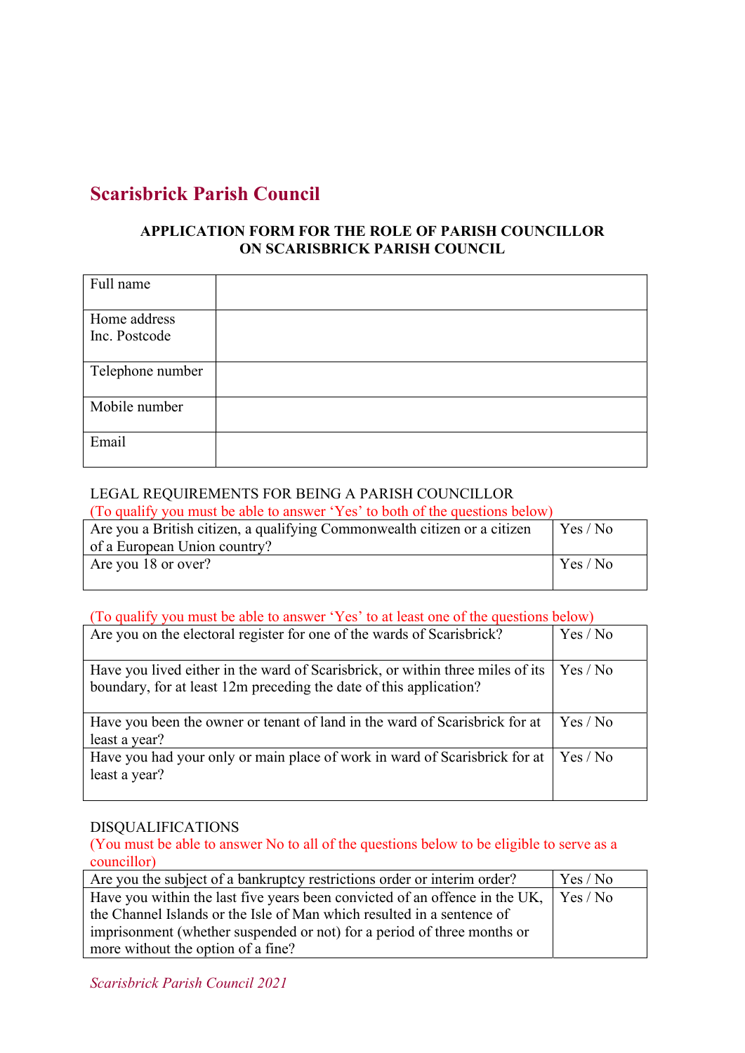# Scarisbrick Parish Council

**APPLICATION FORM FOR THE ROLE OF PARISH COUNCILLOR ON SCARISBRICK PARISH COUNCIL**

| Full name | |
|---|---|
| Home address Inc. Postcode | |
| Telephone number | |
| Mobile number | |
| Email | |

LEGAL REQUIREMENTS FOR BEING A PARISH COUNCILLOR

(To qualify you must be able to answer 'Yes' to both of the questions below)

| | |
|---|---|
| Are you a British citizen, a qualifying Commonwealth citizen or a citizen of a European Union country? | Yes / No |
| Are you 18 or over? | Yes / No |

(To qualify you must be able to answer 'Yes' to at least one of the questions below)

| | |
|---|---|
| Are you on the electoral register for one of the wards of Scarisbrick? | Yes / No |
| Have you lived either in the ward of Scarisbrick, or within three miles of its boundary, for at least 12m preceding the date of this application? | Yes / No |
| Have you been the owner or tenant of land in the ward of Scarisbrick for at least a year? | Yes / No |
| Have you had your only or main place of work in ward of Scarisbrick for at least a year? | Yes / No |

DISQUALIFICATIONS

(You must be able to answer No to all of the questions below to be eligible to serve as a councillor)

| | |
|---|---|
| Are you the subject of a bankruptcy restrictions order or interim order? | Yes / No |
| Have you within the last five years been convicted of an offence in the UK, the Channel Islands or the Isle of Man which resulted in a sentence of imprisonment (whether suspended or not) for a period of three months or more without the option of a fine? | Yes / No |

*Scarisbrick Parish Council 2021*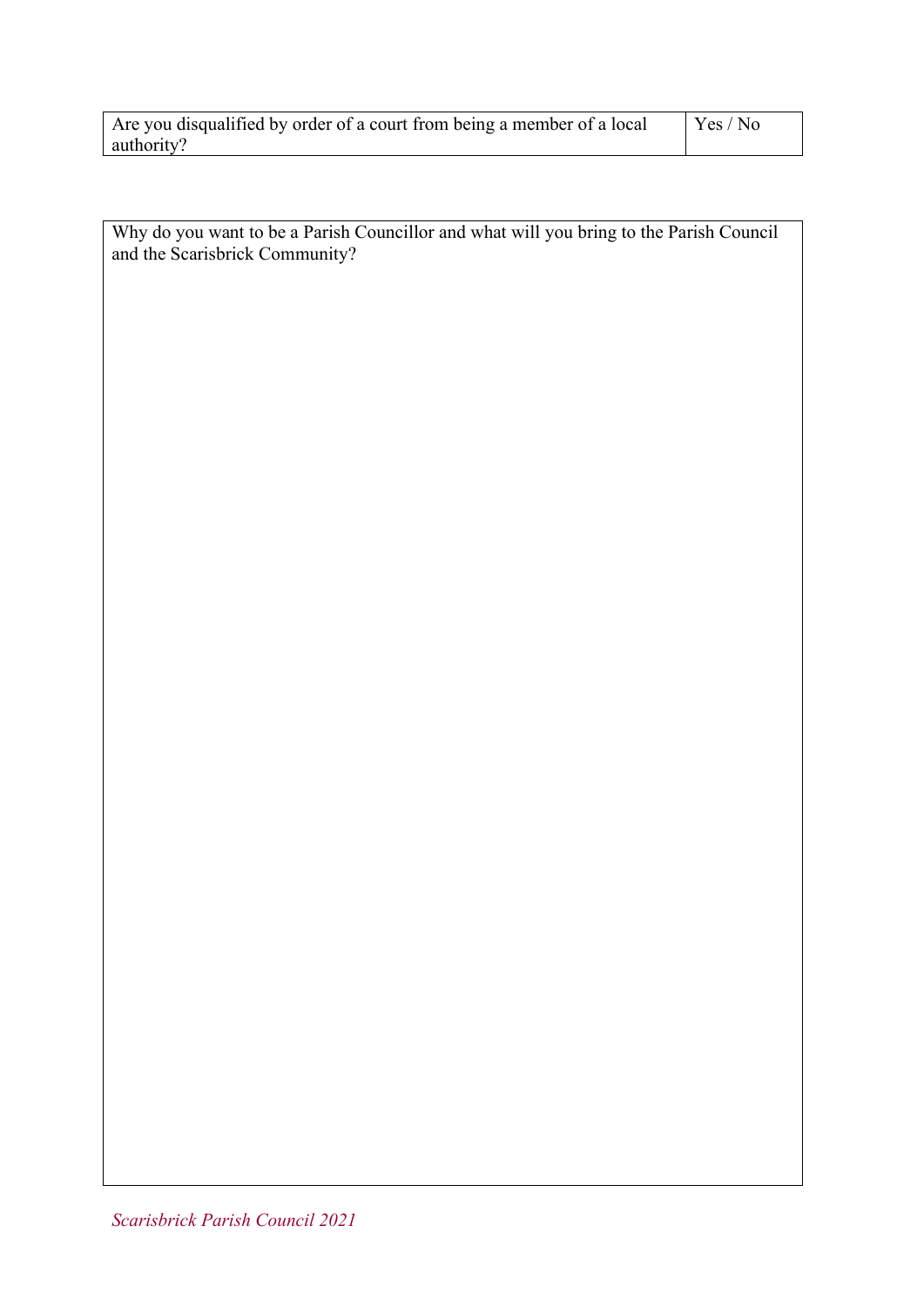| Are you disqualified by order of a court from being a member of a local authority? | Yes / No |
|---|---|

| Why do you want to be a Parish Councillor and what will you bring to the Parish Council and the Scarisbrick Community? |
|---|
| |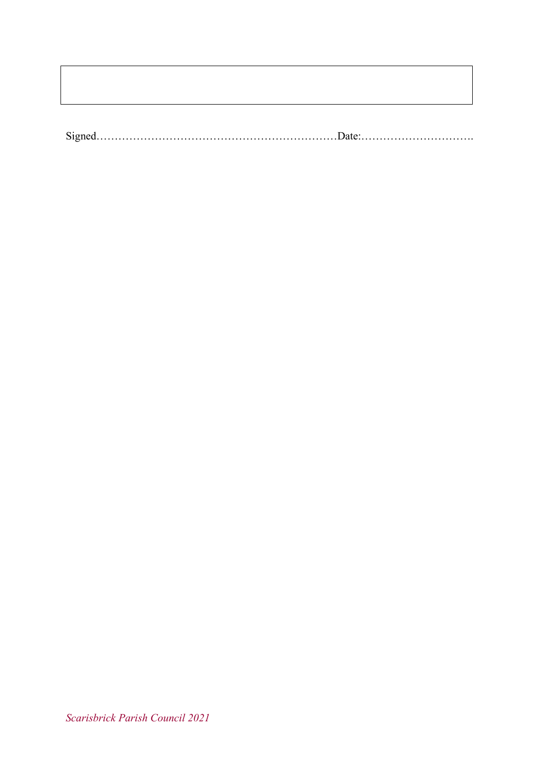| |
|---|
| |

Signed…………………………………………………………Date:………………………….

*Scarisbrick Parish Council 2021*